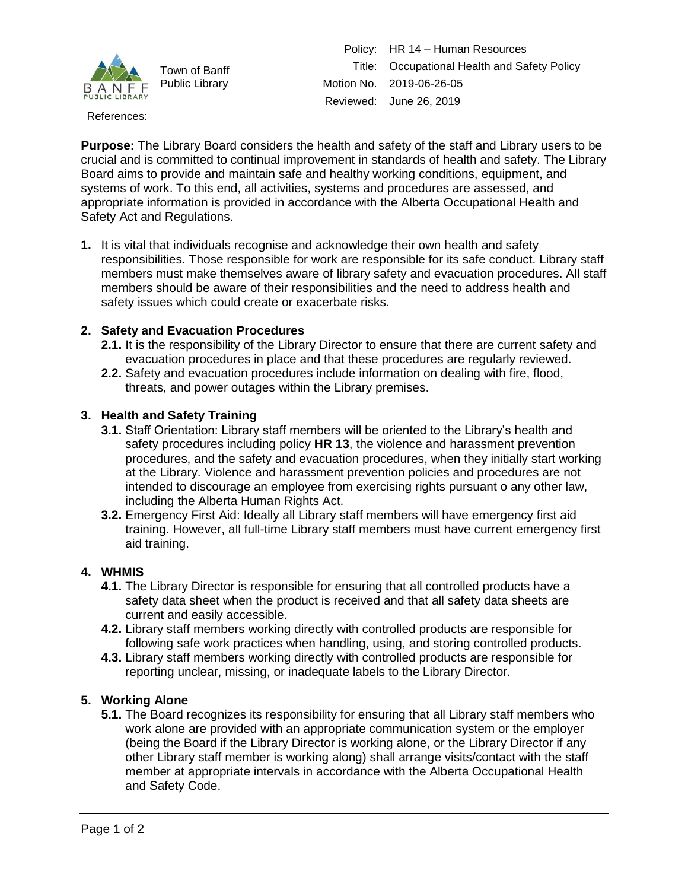| | | | |
|---|---|---|---|
| BANFF PUBLIC LIBRARY | Town of Banff Public Library | Policy: | HR 14 – Human Resources |
| | | Title: | Occupational Health and Safety Policy |
| | | Motion No. | 2019-06-26-05 |
| | | Reviewed: | June 26, 2019 |
| References: | | | |

**Purpose:** The Library Board considers the health and safety of the staff and Library users to be crucial and is committed to continual improvement in standards of health and safety. The Library Board aims to provide and maintain safe and healthy working conditions, equipment, and systems of work. To this end, all activities, systems and procedures are assessed, and appropriate information is provided in accordance with the Alberta Occupational Health and Safety Act and Regulations.

**1.** It is vital that individuals recognise and acknowledge their own health and safety responsibilities. Those responsible for work are responsible for its safe conduct. Library staff members must make themselves aware of library safety and evacuation procedures. All staff members should be aware of their responsibilities and the need to address health and safety issues which could create or exacerbate risks.

**2. Safety and Evacuation Procedures**

- **2.1.** It is the responsibility of the Library Director to ensure that there are current safety and evacuation procedures in place and that these procedures are regularly reviewed.
- **2.2.** Safety and evacuation procedures include information on dealing with fire, flood, threats, and power outages within the Library premises.

**3. Health and Safety Training**

- **3.1.** Staff Orientation: Library staff members will be oriented to the Library's health and safety procedures including policy **HR 13**, the violence and harassment prevention procedures, and the safety and evacuation procedures, when they initially start working at the Library. Violence and harassment prevention policies and procedures are not intended to discourage an employee from exercising rights pursuant o any other law, including the Alberta Human Rights Act.
- **3.2.** Emergency First Aid: Ideally all Library staff members will have emergency first aid training. However, all full-time Library staff members must have current emergency first aid training.

**4. WHMIS**

- **4.1.** The Library Director is responsible for ensuring that all controlled products have a safety data sheet when the product is received and that all safety data sheets are current and easily accessible.
- **4.2.** Library staff members working directly with controlled products are responsible for following safe work practices when handling, using, and storing controlled products.
- **4.3.** Library staff members working directly with controlled products are responsible for reporting unclear, missing, or inadequate labels to the Library Director.

**5. Working Alone**

- **5.1.** The Board recognizes its responsibility for ensuring that all Library staff members who work alone are provided with an appropriate communication system or the employer (being the Board if the Library Director is working alone, or the Library Director if any other Library staff member is working along) shall arrange visits/contact with the staff member at appropriate intervals in accordance with the Alberta Occupational Health and Safety Code.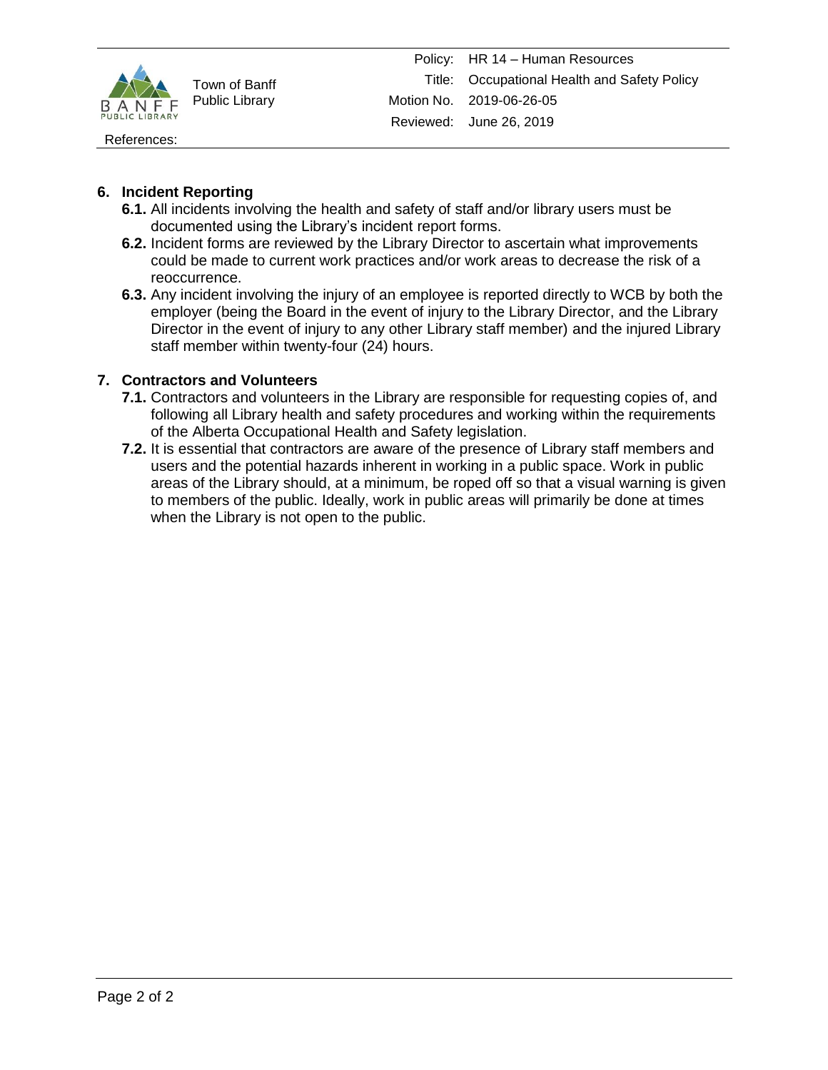## 6. Incident Reporting

**6.1.** All incidents involving the health and safety of staff and/or library users must be documented using the Library's incident report forms.

**6.2.** Incident forms are reviewed by the Library Director to ascertain what improvements could be made to current work practices and/or work areas to decrease the risk of a reoccurrence.

**6.3.** Any incident involving the injury of an employee is reported directly to WCB by both the employer (being the Board in the event of injury to the Library Director, and the Library Director in the event of injury to any other Library staff member) and the injured Library staff member within twenty-four (24) hours.

## 7. Contractors and Volunteers

**7.1.** Contractors and volunteers in the Library are responsible for requesting copies of, and following all Library health and safety procedures and working within the requirements of the Alberta Occupational Health and Safety legislation.

**7.2.** It is essential that contractors are aware of the presence of Library staff members and users and the potential hazards inherent in working in a public space. Work in public areas of the Library should, at a minimum, be roped off so that a visual warning is given to members of the public. Ideally, work in public areas will primarily be done at times when the Library is not open to the public.